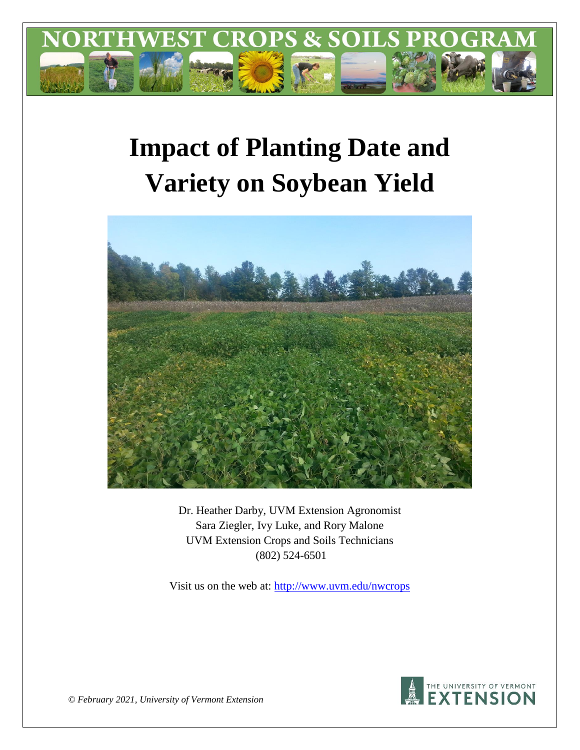# NORTHWEST CROPS & SOILS PROGRAM

# Impact of Planting Date and Variety on Soybean Yield

Dr. Heather Darby, UVM Extension Agronomist
Sara Ziegler, Ivy Luke, and Rory Malone
UVM Extension Crops and Soils Technicians
(802) 524-6501

Visit us on the web at: http://www.uvm.edu/nwcrops

*© February 2021, University of Vermont Extension*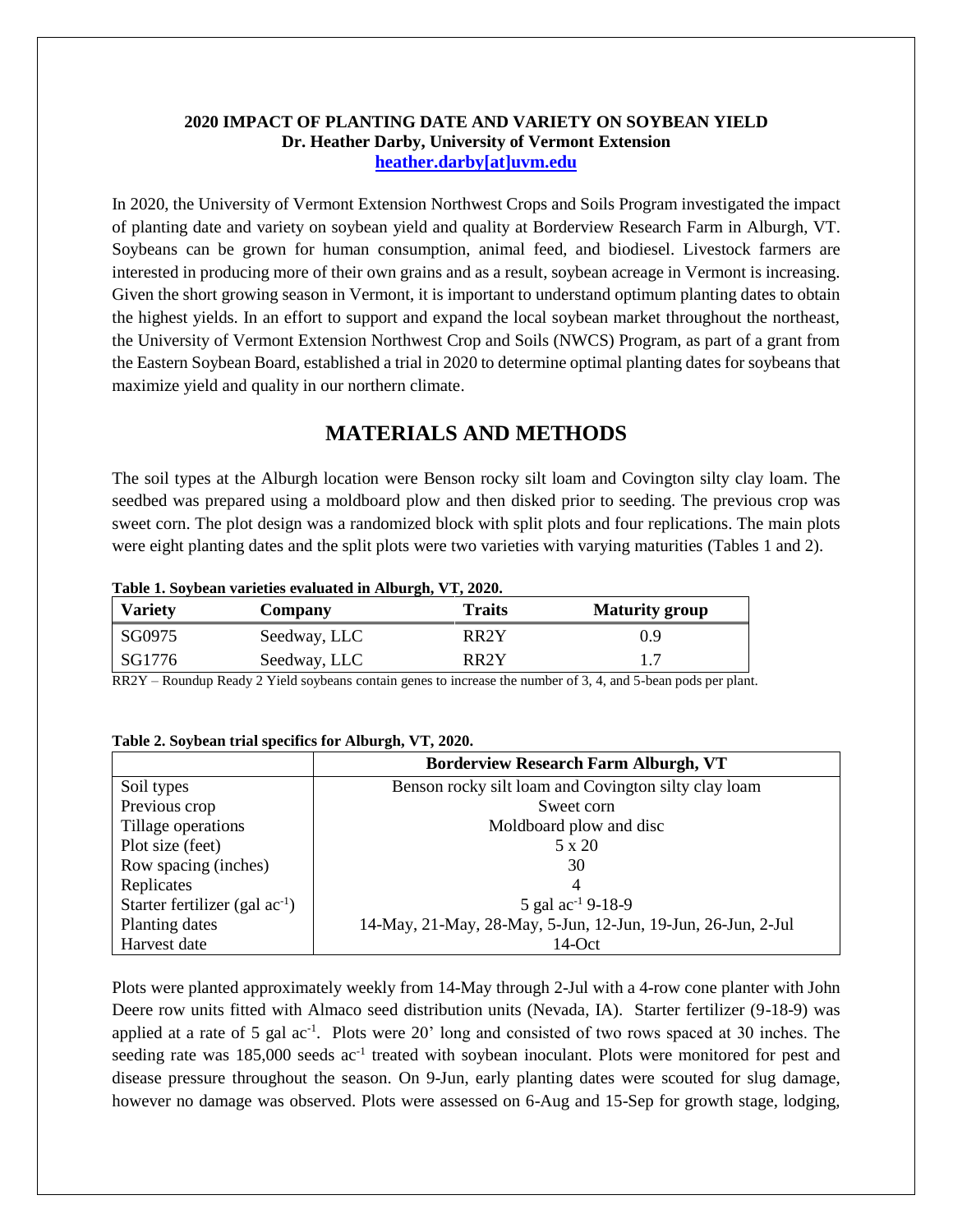**2020 IMPACT OF PLANTING DATE AND VARIETY ON SOYBEAN YIELD**
**Dr. Heather Darby, University of Vermont Extension**
**heather.darby[at]uvm.edu**

In 2020, the University of Vermont Extension Northwest Crops and Soils Program investigated the impact of planting date and variety on soybean yield and quality at Borderview Research Farm in Alburgh, VT. Soybeans can be grown for human consumption, animal feed, and biodiesel. Livestock farmers are interested in producing more of their own grains and as a result, soybean acreage in Vermont is increasing. Given the short growing season in Vermont, it is important to understand optimum planting dates to obtain the highest yields. In an effort to support and expand the local soybean market throughout the northeast, the University of Vermont Extension Northwest Crop and Soils (NWCS) Program, as part of a grant from the Eastern Soybean Board, established a trial in 2020 to determine optimal planting dates for soybeans that maximize yield and quality in our northern climate.

## MATERIALS AND METHODS

The soil types at the Alburgh location were Benson rocky silt loam and Covington silty clay loam. The seedbed was prepared using a moldboard plow and then disked prior to seeding. The previous crop was sweet corn. The plot design was a randomized block with split plots and four replications. The main plots were eight planting dates and the split plots were two varieties with varying maturities (Tables 1 and 2).

**Table 1. Soybean varieties evaluated in Alburgh, VT, 2020.**

| Variety | Company | Traits | Maturity group |
|---|---|---|---|
| SG0975 | Seedway, LLC | RR2Y | 0.9 |
| SG1776 | Seedway, LLC | RR2Y | 1.7 |

RR2Y – Roundup Ready 2 Yield soybeans contain genes to increase the number of 3, 4, and 5-bean pods per plant.

**Table 2. Soybean trial specifics for Alburgh, VT, 2020.**

| | Borderview Research Farm Alburgh, VT |
|---|---|
| Soil types | Benson rocky silt loam and Covington silty clay loam |
| Previous crop | Sweet corn |
| Tillage operations | Moldboard plow and disc |
| Plot size (feet) | 5 x 20 |
| Row spacing (inches) | 30 |
| Replicates | 4 |
| Starter fertilizer (gal $ac^{-1}$) | 5 gal $ac^{-1}$ 9-18-9 |
| Planting dates | 14-May, 21-May, 28-May, 5-Jun, 12-Jun, 19-Jun, 26-Jun, 2-Jul |
| Harvest date | 14-Oct |

Plots were planted approximately weekly from 14-May through 2-Jul with a 4-row cone planter with John Deere row units fitted with Almaco seed distribution units (Nevada, IA). Starter fertilizer (9-18-9) was applied at a rate of 5 gal $ac^{-1}$. Plots were 20' long and consisted of two rows spaced at 30 inches. The seeding rate was 185,000 seeds $ac^{-1}$ treated with soybean inoculant. Plots were monitored for pest and disease pressure throughout the season. On 9-Jun, early planting dates were scouted for slug damage, however no damage was observed. Plots were assessed on 6-Aug and 15-Sep for growth stage, lodging,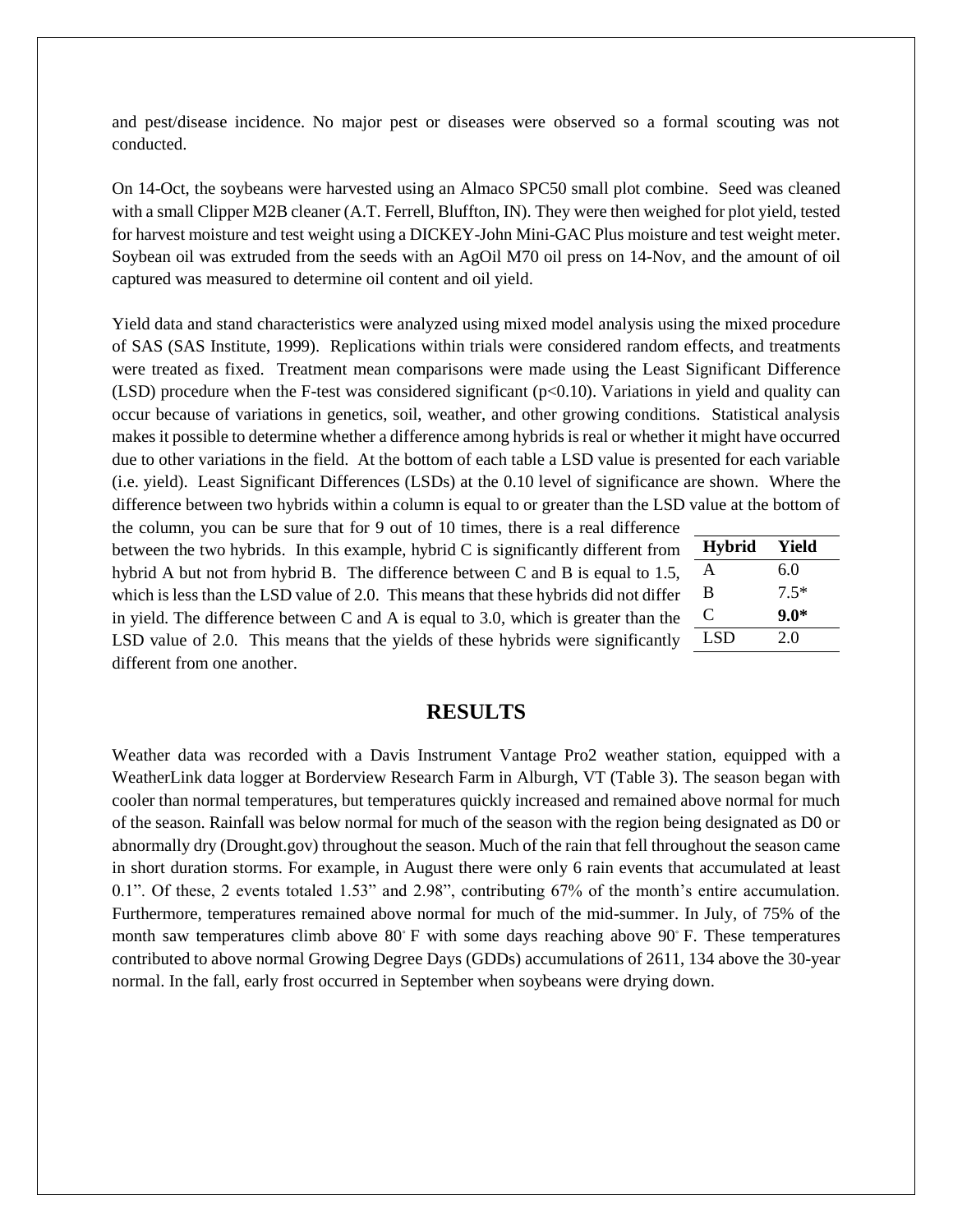and pest/disease incidence. No major pest or diseases were observed so a formal scouting was not conducted.

On 14-Oct, the soybeans were harvested using an Almaco SPC50 small plot combine. Seed was cleaned with a small Clipper M2B cleaner (A.T. Ferrell, Bluffton, IN). They were then weighed for plot yield, tested for harvest moisture and test weight using a DICKEY-John Mini-GAC Plus moisture and test weight meter. Soybean oil was extruded from the seeds with an AgOil M70 oil press on 14-Nov, and the amount of oil captured was measured to determine oil content and oil yield.

Yield data and stand characteristics were analyzed using mixed model analysis using the mixed procedure of SAS (SAS Institute, 1999). Replications within trials were considered random effects, and treatments were treated as fixed. Treatment mean comparisons were made using the Least Significant Difference (LSD) procedure when the F-test was considered significant ($p<0.10$). Variations in yield and quality can occur because of variations in genetics, soil, weather, and other growing conditions. Statistical analysis makes it possible to determine whether a difference among hybrids is real or whether it might have occurred due to other variations in the field. At the bottom of each table a LSD value is presented for each variable (i.e. yield). Least Significant Differences (LSDs) at the 0.10 level of significance are shown. Where the difference between two hybrids within a column is equal to or greater than the LSD value at the bottom of the column, you can be sure that for 9 out of 10 times, there is a real difference between the two hybrids. In this example, hybrid C is significantly different from hybrid A but not from hybrid B. The difference between C and B is equal to 1.5, which is less than the LSD value of 2.0. This means that these hybrids did not differ in yield. The difference between C and A is equal to 3.0, which is greater than the LSD value of 2.0. This means that the yields of these hybrids were significantly different from one another.

| Hybrid | Yield |
|---|---|
| A | 6.0 |
| B | 7.5* |
| C | **9.0*** |
| LSD | 2.0 |

## RESULTS

Weather data was recorded with a Davis Instrument Vantage Pro2 weather station, equipped with a WeatherLink data logger at Borderview Research Farm in Alburgh, VT (Table 3). The season began with cooler than normal temperatures, but temperatures quickly increased and remained above normal for much of the season. Rainfall was below normal for much of the season with the region being designated as D0 or abnormally dry (Drought.gov) throughout the season. Much of the rain that fell throughout the season came in short duration storms. For example, in August there were only 6 rain events that accumulated at least 0.1". Of these, 2 events totaled 1.53" and 2.98", contributing 67% of the month's entire accumulation. Furthermore, temperatures remained above normal for much of the mid-summer. In July, of 75% of the month saw temperatures climb above 80° F with some days reaching above 90° F. These temperatures contributed to above normal Growing Degree Days (GDDs) accumulations of 2611, 134 above the 30-year normal. In the fall, early frost occurred in September when soybeans were drying down.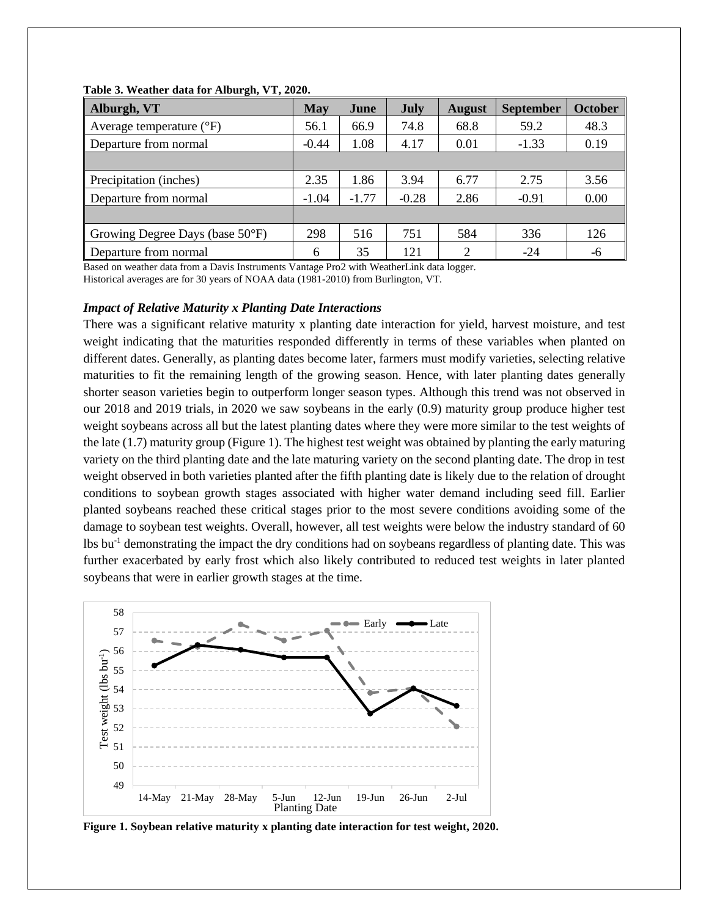**Table 3. Weather data for Alburgh, VT, 2020.**

| Alburgh, VT | May | June | July | August | September | October |
|---|---|---|---|---|---|---|
| Average temperature (°F) | 56.1 | 66.9 | 74.8 | 68.8 | 59.2 | 48.3 |
| Departure from normal | -0.44 | 1.08 | 4.17 | 0.01 | -1.33 | 0.19 |
| | | | | | | |
| Precipitation (inches) | 2.35 | 1.86 | 3.94 | 6.77 | 2.75 | 3.56 |
| Departure from normal | -1.04 | -1.77 | -0.28 | 2.86 | -0.91 | 0.00 |
| | | | | | | |
| Growing Degree Days (base 50°F) | 298 | 516 | 751 | 584 | 336 | 126 |
| Departure from normal | 6 | 35 | 121 | 2 | -24 | -6 |

Based on weather data from a Davis Instruments Vantage Pro2 with WeatherLink data logger.
Historical averages are for 30 years of NOAA data (1981-2010) from Burlington, VT.

### *Impact of Relative Maturity x Planting Date Interactions*

There was a significant relative maturity x planting date interaction for yield, harvest moisture, and test weight indicating that the maturities responded differently in terms of these variables when planted on different dates. Generally, as planting dates become later, farmers must modify varieties, selecting relative maturities to fit the remaining length of the growing season. Hence, with later planting dates generally shorter season varieties begin to outperform longer season types. Although this trend was not observed in our 2018 and 2019 trials, in 2020 we saw soybeans in the early (0.9) maturity group produce higher test weight soybeans across all but the latest planting dates where they were more similar to the test weights of the late (1.7) maturity group (Figure 1). The highest test weight was obtained by planting the early maturing variety on the third planting date and the late maturing variety on the second planting date. The drop in test weight observed in both varieties planted after the fifth planting date is likely due to the relation of drought conditions to soybean growth stages associated with higher water demand including seed fill. Earlier planted soybeans reached these critical stages prior to the most severe conditions avoiding some of the damage to soybean test weights. Overall, however, all test weights were below the industry standard of 60 lbs bu$^{-1}$ demonstrating the impact the dry conditions had on soybeans regardless of planting date. This was further exacerbated by early frost which also likely contributed to reduced test weights in later planted soybeans that were in earlier growth stages at the time.

**Figure 1. Soybean relative maturity x planting date interaction for test weight, 2020.**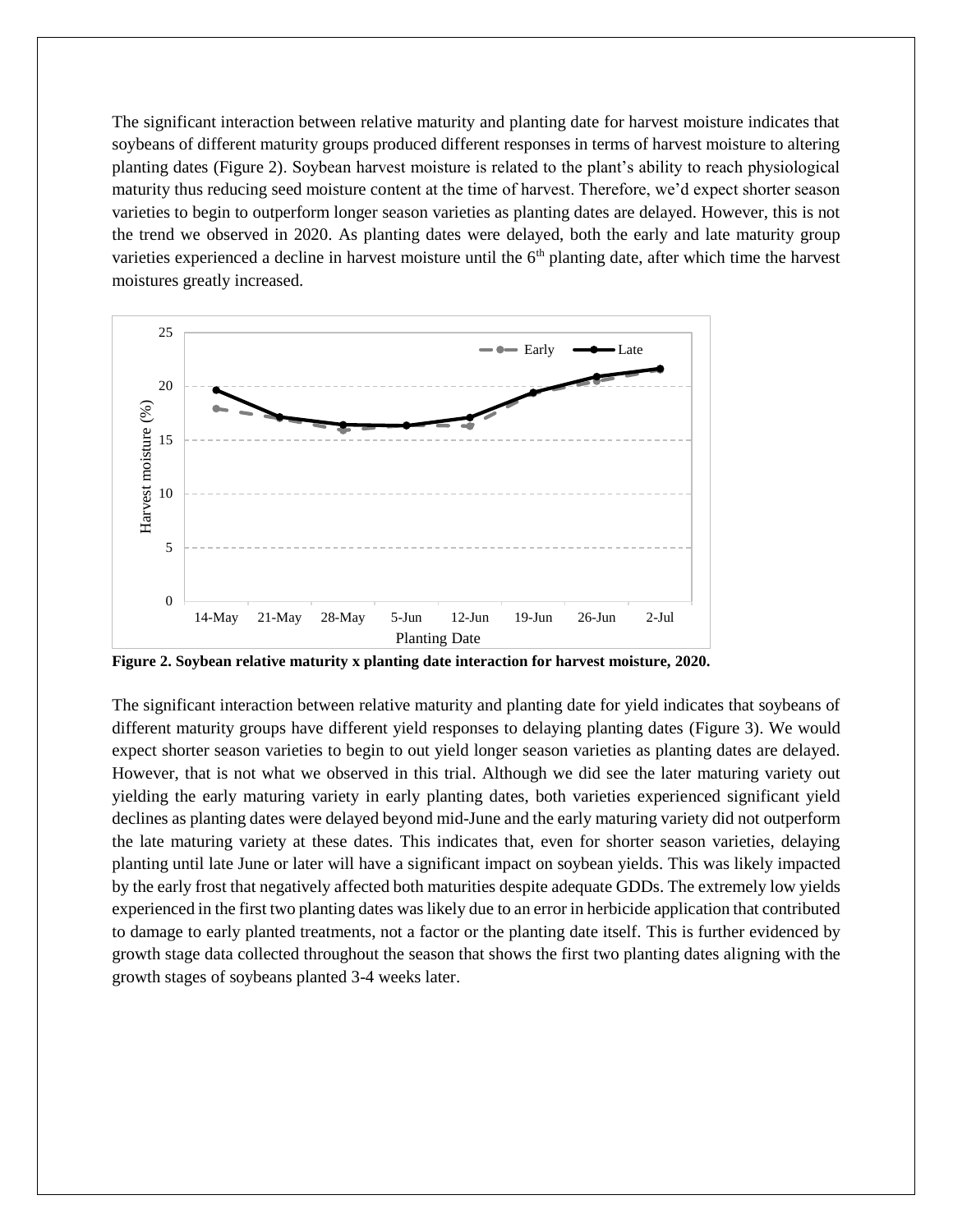The significant interaction between relative maturity and planting date for harvest moisture indicates that soybeans of different maturity groups produced different responses in terms of harvest moisture to altering planting dates (Figure 2). Soybean harvest moisture is related to the plant's ability to reach physiological maturity thus reducing seed moisture content at the time of harvest. Therefore, we'd expect shorter season varieties to begin to outperform longer season varieties as planting dates are delayed. However, this is not the trend we observed in 2020. As planting dates were delayed, both the early and late maturity group varieties experienced a decline in harvest moisture until the 6th planting date, after which time the harvest moistures greatly increased.

**Figure 2. Soybean relative maturity x planting date interaction for harvest moisture, 2020.**

The significant interaction between relative maturity and planting date for yield indicates that soybeans of different maturity groups have different yield responses to delaying planting dates (Figure 3). We would expect shorter season varieties to begin to out yield longer season varieties as planting dates are delayed. However, that is not what we observed in this trial. Although we did see the later maturing variety out yielding the early maturing variety in early planting dates, both varieties experienced significant yield declines as planting dates were delayed beyond mid-June and the early maturing variety did not outperform the late maturing variety at these dates. This indicates that, even for shorter season varieties, delaying planting until late June or later will have a significant impact on soybean yields. This was likely impacted by the early frost that negatively affected both maturities despite adequate GDDs. The extremely low yields experienced in the first two planting dates was likely due to an error in herbicide application that contributed to damage to early planted treatments, not a factor or the planting date itself. This is further evidenced by growth stage data collected throughout the season that shows the first two planting dates aligning with the growth stages of soybeans planted 3-4 weeks later.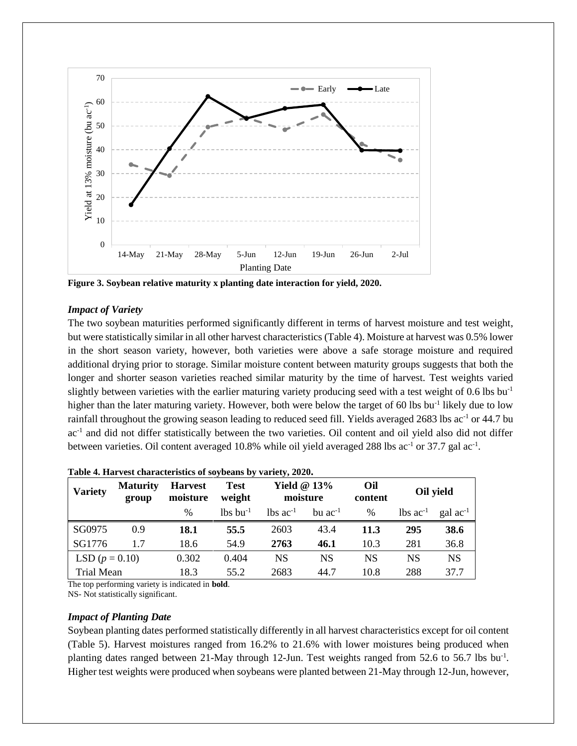**Figure 3. Soybean relative maturity x planting date interaction for yield, 2020.**

### *Impact of Variety*

The two soybean maturities performed significantly different in terms of harvest moisture and test weight, but were statistically similar in all other harvest characteristics (Table 4). Moisture at harvest was 0.5% lower in the short season variety, however, both varieties were above a safe storage moisture and required additional drying prior to storage. Similar moisture content between maturity groups suggests that both the longer and shorter season varieties reached similar maturity by the time of harvest. Test weights varied slightly between varieties with the earlier maturing variety producing seed with a test weight of 0.6 lbs bu$^{-1}$ higher than the later maturing variety. However, both were below the target of 60 lbs bu$^{-1}$ likely due to low rainfall throughout the growing season leading to reduced seed fill. Yields averaged 2683 lbs ac$^{-1}$ or 44.7 bu ac$^{-1}$ and did not differ statistically between the two varieties. Oil content and oil yield also did not differ between varieties. Oil content averaged 10.8% while oil yield averaged 288 lbs ac$^{-1}$ or 37.7 gal ac$^{-1}$.

**Table 4. Harvest characteristics of soybeans by variety, 2020.**

| Variety | Maturity group | Harvest moisture | Test weight | Yield @ 13% moisture | | Oil content | Oil yield | |
|---|---|---|---|---|---|---|---|---|
| | | % | lbs bu$^{-1}$ | lbs ac$^{-1}$ | bu ac$^{-1}$ | % | lbs ac$^{-1}$ | gal ac$^{-1}$ |
| SG0975 | 0.9 | **18.1** | **55.5** | 2603 | 43.4 | **11.3** | **295** | **38.6** |
| SG1776 | 1.7 | 18.6 | 54.9 | **2763** | **46.1** | 10.3 | 281 | 36.8 |
| LSD ($p = 0.10$) | | 0.302 | 0.404 | NS | NS | NS | NS | NS |
| Trial Mean | | 18.3 | 55.2 | 2683 | 44.7 | 10.8 | 288 | 37.7 |

The top performing variety is indicated in **bold**.
NS- Not statistically significant.

### *Impact of Planting Date*

Soybean planting dates performed statistically differently in all harvest characteristics except for oil content (Table 5). Harvest moistures ranged from 16.2% to 21.6% with lower moistures being produced when planting dates ranged between 21-May through 12-Jun. Test weights ranged from 52.6 to 56.7 lbs bu$^{-1}$. Higher test weights were produced when soybeans were planted between 21-May through 12-Jun, however,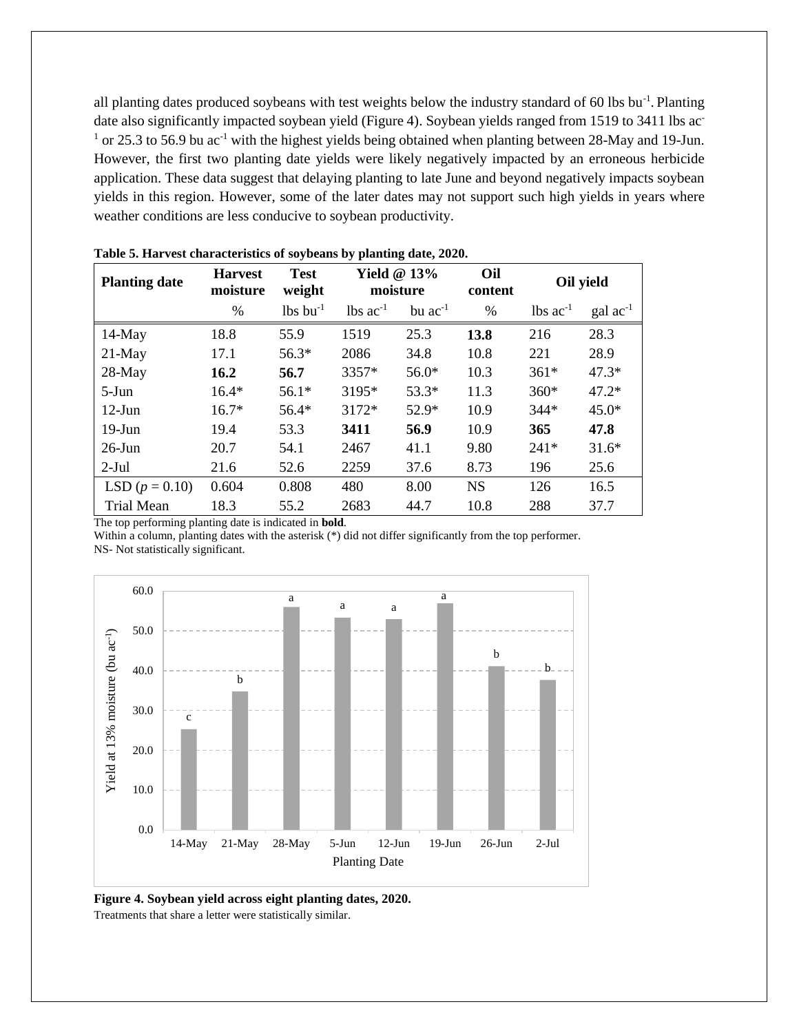all planting dates produced soybeans with test weights below the industry standard of 60 lbs bu$^{-1}$. Planting date also significantly impacted soybean yield (Figure 4). Soybean yields ranged from 1519 to 3411 lbs ac$^{-1}$ or 25.3 to 56.9 bu ac$^{-1}$ with the highest yields being obtained when planting between 28-May and 19-Jun. However, the first two planting date yields were likely negatively impacted by an erroneous herbicide application. These data suggest that delaying planting to late June and beyond negatively impacts soybean yields in this region. However, some of the later dates may not support such high yields in years where weather conditions are less conducive to soybean productivity.

**Table 5. Harvest characteristics of soybeans by planting date, 2020.**

| Planting date | Harvest moisture | Test weight | Yield @ 13% moisture | | Oil content | Oil yield | |
|---|---|---|---|---|---|---|---|
| | % | lbs bu$^{-1}$ | lbs ac$^{-1}$ | bu ac$^{-1}$ | % | lbs ac$^{-1}$ | gal ac$^{-1}$ |
| 14-May | 18.8 | 55.9 | 1519 | 25.3 | **13.8** | 216 | 28.3 |
| 21-May | 17.1 | 56.3* | 2086 | 34.8 | 10.8 | 221 | 28.9 |
| 28-May | **16.2** | **56.7** | 3357* | 56.0* | 10.3 | 361* | 47.3* |
| 5-Jun | 16.4* | 56.1* | 3195* | 53.3* | 11.3 | 360* | 47.2* |
| 12-Jun | 16.7* | 56.4* | 3172* | 52.9* | 10.9 | 344* | 45.0* |
| 19-Jun | 19.4 | 53.3 | **3411** | **56.9** | 10.9 | **365** | **47.8** |
| 26-Jun | 20.7 | 54.1 | 2467 | 41.1 | 9.80 | 241* | 31.6* |
| 2-Jul | 21.6 | 52.6 | 2259 | 37.6 | 8.73 | 196 | 25.6 |
| LSD ($p$ = 0.10) | 0.604 | 0.808 | 480 | 8.00 | NS | 126 | 16.5 |
| Trial Mean | 18.3 | 55.2 | 2683 | 44.7 | 10.8 | 288 | 37.7 |

The top performing planting date is indicated in **bold**.
Within a column, planting dates with the asterisk (*) did not differ significantly from the top performer.
NS- Not statistically significant.

**Figure 4. Soybean yield across eight planting dates, 2020.**
Treatments that share a letter were statistically similar.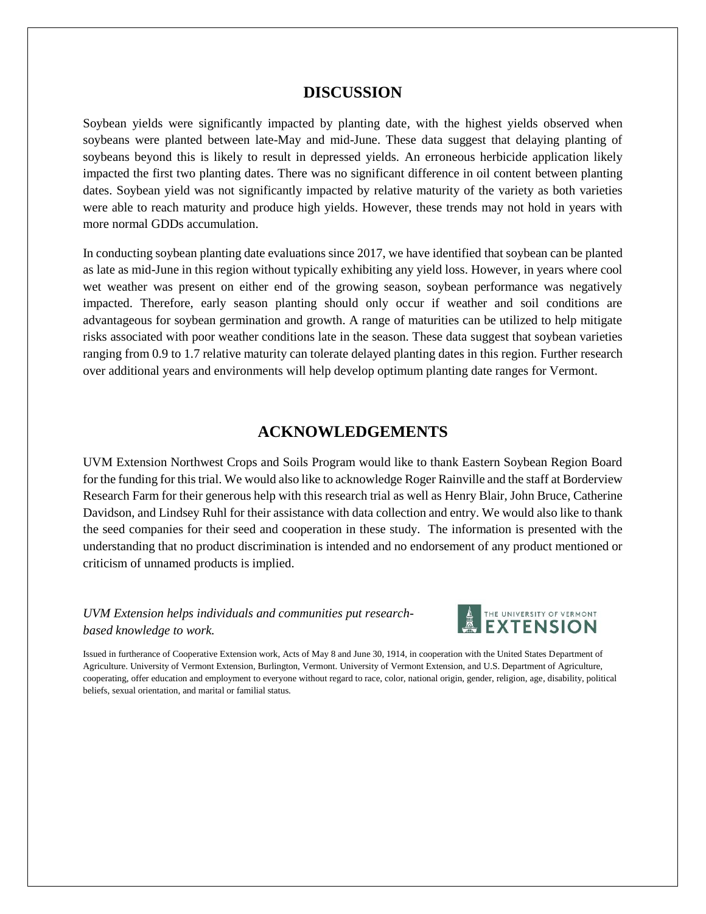## DISCUSSION

Soybean yields were significantly impacted by planting date, with the highest yields observed when soybeans were planted between late-May and mid-June. These data suggest that delaying planting of soybeans beyond this is likely to result in depressed yields. An erroneous herbicide application likely impacted the first two planting dates. There was no significant difference in oil content between planting dates. Soybean yield was not significantly impacted by relative maturity of the variety as both varieties were able to reach maturity and produce high yields. However, these trends may not hold in years with more normal GDDs accumulation.

In conducting soybean planting date evaluations since 2017, we have identified that soybean can be planted as late as mid-June in this region without typically exhibiting any yield loss. However, in years where cool wet weather was present on either end of the growing season, soybean performance was negatively impacted. Therefore, early season planting should only occur if weather and soil conditions are advantageous for soybean germination and growth. A range of maturities can be utilized to help mitigate risks associated with poor weather conditions late in the season. These data suggest that soybean varieties ranging from 0.9 to 1.7 relative maturity can tolerate delayed planting dates in this region. Further research over additional years and environments will help develop optimum planting date ranges for Vermont.

## ACKNOWLEDGEMENTS

UVM Extension Northwest Crops and Soils Program would like to thank Eastern Soybean Region Board for the funding for this trial. We would also like to acknowledge Roger Rainville and the staff at Borderview Research Farm for their generous help with this research trial as well as Henry Blair, John Bruce, Catherine Davidson, and Lindsey Ruhl for their assistance with data collection and entry. We would also like to thank the seed companies for their seed and cooperation in these study. The information is presented with the understanding that no product discrimination is intended and no endorsement of any product mentioned or criticism of unnamed products is implied.

*UVM Extension helps individuals and communities put research-based knowledge to work.*

THE UNIVERSITY OF VERMONT EXTENSION

Issued in furtherance of Cooperative Extension work, Acts of May 8 and June 30, 1914, in cooperation with the United States Department of Agriculture. University of Vermont Extension, Burlington, Vermont. University of Vermont Extension, and U.S. Department of Agriculture, cooperating, offer education and employment to everyone without regard to race, color, national origin, gender, religion, age, disability, political beliefs, sexual orientation, and marital or familial status.